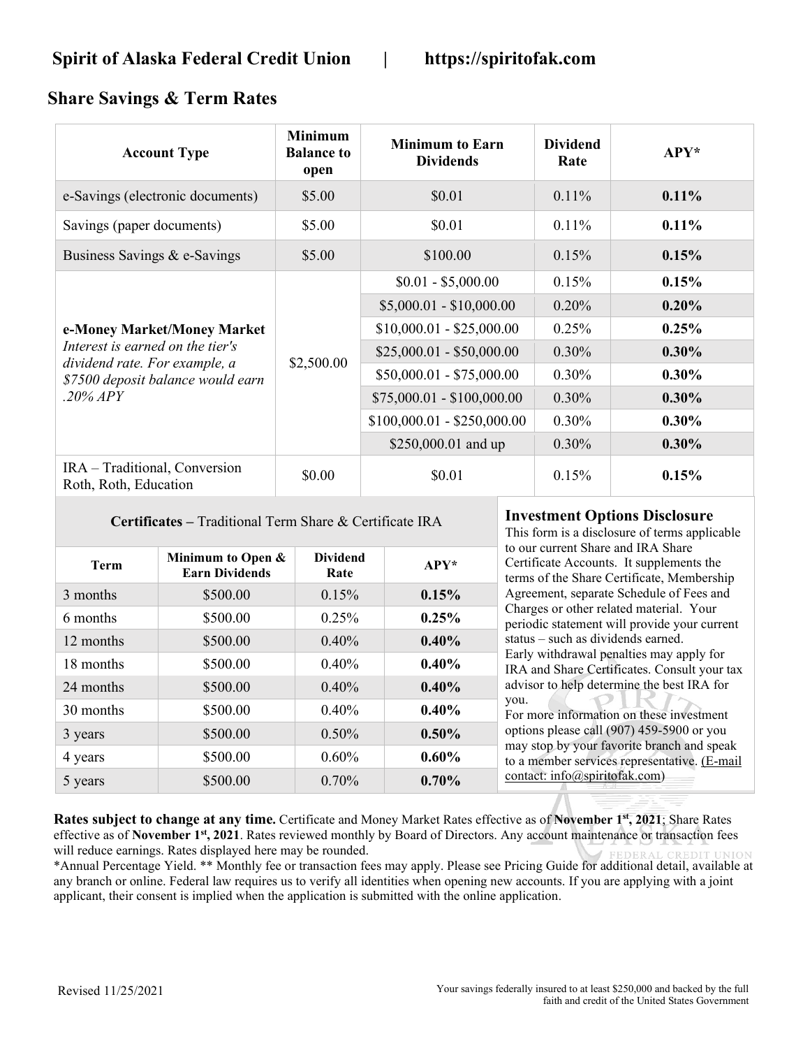# Spirit of Alaska Federal Credit Union | https://spiritofak.com

## Share Savings & Term Rates

| Account Type | Minimum Balance to open | Minimum to Earn Dividends | Dividend Rate | APY* |
|---|---|---|---|---|
| e-Savings (electronic documents) | $5.00 | $0.01 | 0.11% | **0.11%** |
| Savings (paper documents) | $5.00 | $0.01 | 0.11% | **0.11%** |
| Business Savings & e-Savings | $5.00 | $100.00 | 0.15% | **0.15%** |
| **e-Money Market/Money Market** *Interest is earned on the tier's dividend rate. For example, a $7500 deposit balance would earn .20% APY* | $2,500.00 | $0.01 - $5,000.00 | 0.15% | **0.15%** |
| | | $5,000.01 - $10,000.00 | 0.20% | **0.20%** |
| | | $10,000.01 - $25,000.00 | 0.25% | **0.25%** |
| | | $25,000.01 - $50,000.00 | 0.30% | **0.30%** |
| | | $50,000.01 - $75,000.00 | 0.30% | **0.30%** |
| | | $75,000.01 - $100,000.00 | 0.30% | **0.30%** |
| | | $100,000.01 - $250,000.00 | 0.30% | **0.30%** |
| | | $250,000.01 and up | 0.30% | **0.30%** |
| IRA – Traditional, Conversion Roth, Roth, Education | $0.00 | $0.01 | 0.15% | **0.15%** |

**Certificates –** Traditional Term Share & Certificate IRA

| Term | Minimum to Open & Earn Dividends | Dividend Rate | APY* |
|---|---|---|---|
| 3 months | $500.00 | 0.15% | **0.15%** |
| 6 months | $500.00 | 0.25% | **0.25%** |
| 12 months | $500.00 | 0.40% | **0.40%** |
| 18 months | $500.00 | 0.40% | **0.40%** |
| 24 months | $500.00 | 0.40% | **0.40%** |
| 30 months | $500.00 | 0.40% | **0.40%** |
| 3 years | $500.00 | 0.50% | **0.50%** |
| 4 years | $500.00 | 0.60% | **0.60%** |
| 5 years | $500.00 | 0.70% | **0.70%** |

### Investment Options Disclosure

This form is a disclosure of terms applicable to our current Share and IRA Share Certificate Accounts. It supplements the terms of the Share Certificate, Membership Agreement, separate Schedule of Fees and Charges or other related material. Your periodic statement will provide your current status – such as dividends earned.

Early withdrawal penalties may apply for IRA and Share Certificates. Consult your tax advisor to help determine the best IRA for you.

For more information on these investment options please call (907) 459-5900 or you may stop by your favorite branch and speak to a member services representative. (E-mail contact: info@spiritofak.com)

**Rates subject to change at any time.** Certificate and Money Market Rates effective as of **November 1st, 2021**; Share Rates effective as of **November 1st, 2021**. Rates reviewed monthly by Board of Directors. Any account maintenance or transaction fees will reduce earnings. Rates displayed here may be rounded.

*Annual Percentage Yield. ** Monthly fee or transaction fees may apply. Please see Pricing Guide for additional detail, available at any branch or online. Federal law requires us to verify all identities when opening new accounts. If you are applying with a joint applicant, their consent is implied when the application is submitted with the online application.

Revised 11/25/2021

Your savings federally insured to at least $250,000 and backed by the full faith and credit of the United States Government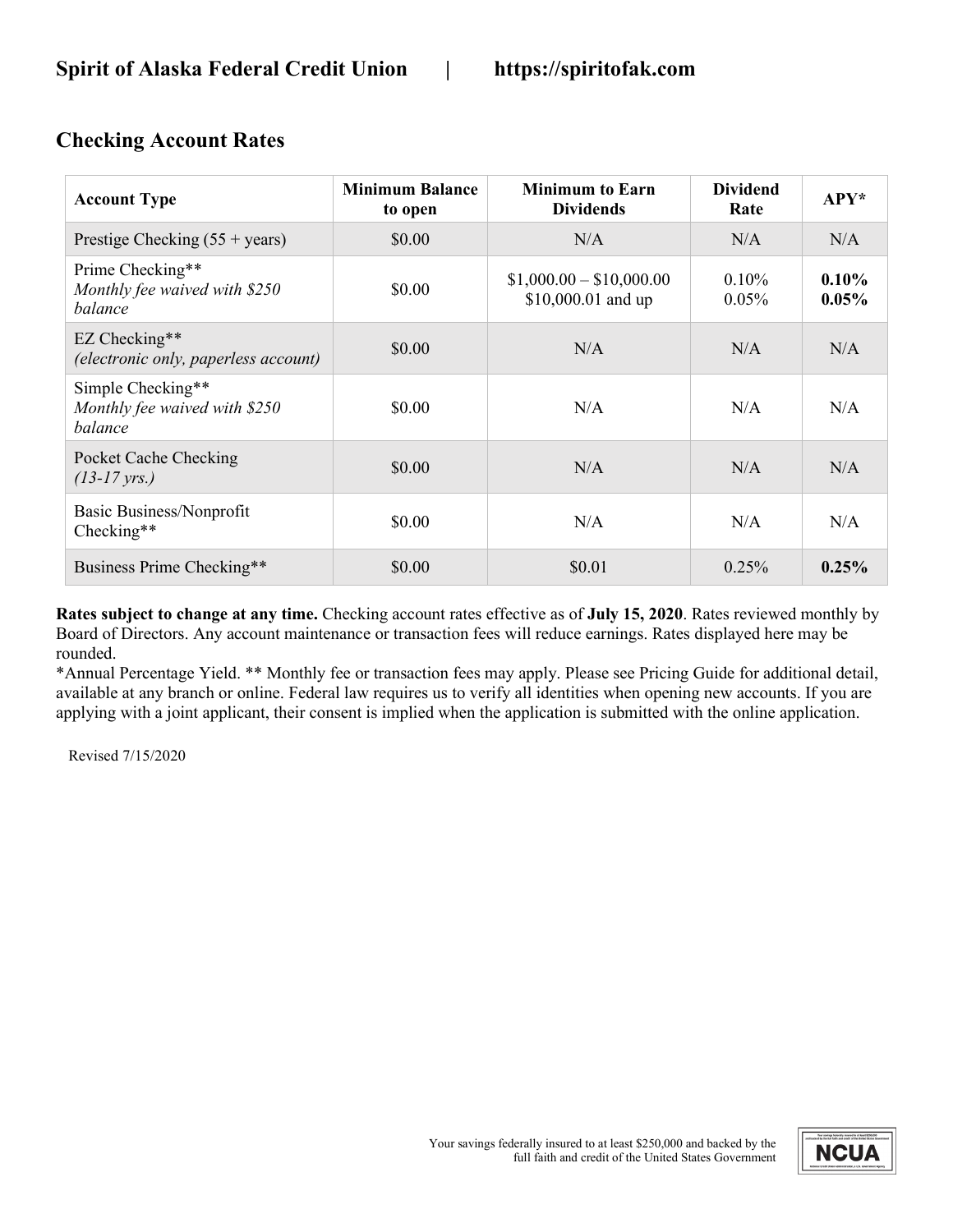**Spirit of Alaska Federal Credit Union | https://spiritofak.com**

## Checking Account Rates

| Account Type | Minimum Balance to open | Minimum to Earn Dividends | Dividend Rate | APY* |
|---|---|---|---|---|
| Prestige Checking (55 + years) | $0.00 | N/A | N/A | N/A |
| Prime Checking** *Monthly fee waived with $250 balance* | $0.00 | $1,000.00 – $10,000.00<br>$10,000.01 and up | 0.10%<br>0.05% | **0.10%**<br>**0.05%** |
| EZ Checking** *(electronic only, paperless account)* | $0.00 | N/A | N/A | N/A |
| Simple Checking** *Monthly fee waived with $250 balance* | $0.00 | N/A | N/A | N/A |
| Pocket Cache Checking *(13-17 yrs.)* | $0.00 | N/A | N/A | N/A |
| Basic Business/Nonprofit Checking** | $0.00 | N/A | N/A | N/A |
| Business Prime Checking** | $0.00 | $0.01 | 0.25% | **0.25%** |

**Rates subject to change at any time.** Checking account rates effective as of **July 15, 2020**. Rates reviewed monthly by Board of Directors. Any account maintenance or transaction fees will reduce earnings. Rates displayed here may be rounded.

*Annual Percentage Yield. ** Monthly fee or transaction fees may apply. Please see Pricing Guide for additional detail, available at any branch or online. Federal law requires us to verify all identities when opening new accounts. If you are applying with a joint applicant, their consent is implied when the application is submitted with the online application.

Revised 7/15/2020

Your savings federally insured to at least $250,000 and backed by the full faith and credit of the United States Government

NCUA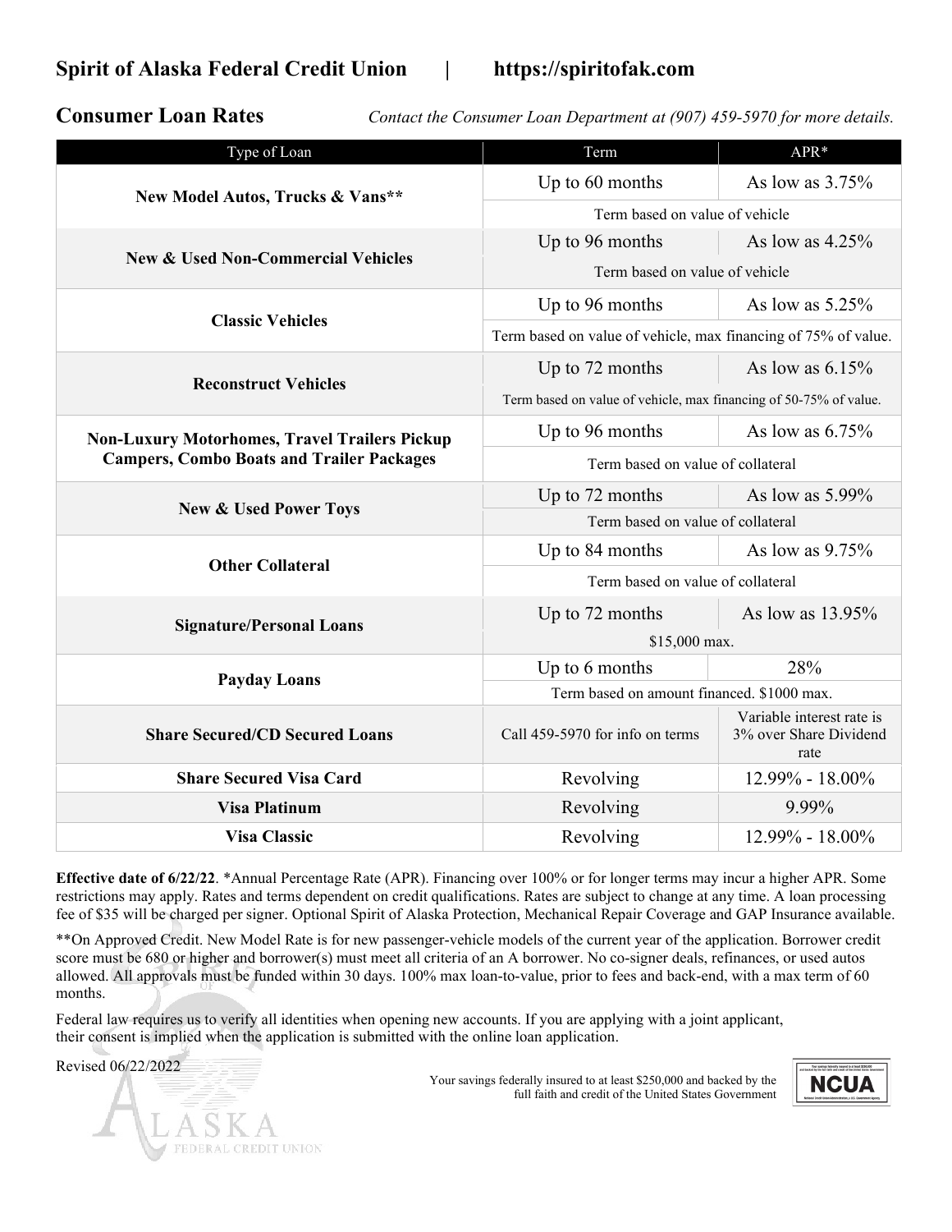## Spirit of Alaska Federal Credit Union | https://spiritofak.com

## Consumer Loan Rates

*Contact the Consumer Loan Department at (907) 459-5970 for more details.*

| Type of Loan | Term | APR* |
|---|---|---|
| **New Model Autos, Trucks & Vans**** | Up to 60 months | As low as 3.75% |
| | Term based on value of vehicle | |
| **New & Used Non-Commercial Vehicles** | Up to 96 months | As low as 4.25% |
| | Term based on value of vehicle | |
| **Classic Vehicles** | Up to 96 months | As low as 5.25% |
| | Term based on value of vehicle, max financing of 75% of value. | |
| **Reconstruct Vehicles** | Up to 72 months | As low as 6.15% |
| | Term based on value of vehicle, max financing of 50-75% of value. | |
| **Non-Luxury Motorhomes, Travel Trailers Pickup Campers, Combo Boats and Trailer Packages** | Up to 96 months | As low as 6.75% |
| | Term based on value of collateral | |
| **New & Used Power Toys** | Up to 72 months | As low as 5.99% |
| | Term based on value of collateral | |
| **Other Collateral** | Up to 84 months | As low as 9.75% |
| | Term based on value of collateral | |
| **Signature/Personal Loans** | Up to 72 months | As low as 13.95% |
| | $15,000 max. | |
| **Payday Loans** | Up to 6 months | 28% |
| | Term based on amount financed. $1000 max. | |
| **Share Secured/CD Secured Loans** | Call 459-5970 for info on terms | Variable interest rate is 3% over Share Dividend rate |
| **Share Secured Visa Card** | Revolving | 12.99% - 18.00% |
| **Visa Platinum** | Revolving | 9.99% |
| **Visa Classic** | Revolving | 12.99% - 18.00% |

**Effective date of 6/22/22**. *Annual Percentage Rate (APR). Financing over 100% or for longer terms may incur a higher APR. Some restrictions may apply. Rates and terms dependent on credit qualifications. Rates are subject to change at any time. A loan processing fee of $35 will be charged per signer. Optional Spirit of Alaska Protection, Mechanical Repair Coverage and GAP Insurance available.

**On Approved Credit. New Model Rate is for new passenger-vehicle models of the current year of the application. Borrower credit score must be 680 or higher and borrower(s) must meet all criteria of an A borrower. No co-signer deals, refinances, or used autos allowed. All approvals must be funded within 30 days. 100% max loan-to-value, prior to fees and back-end, with a max term of 60 months.

Federal law requires us to verify all identities when opening new accounts. If you are applying with a joint applicant, their consent is implied when the application is submitted with the online loan application.

Revised 06/22/2022

Your savings federally insured to at least $250,000 and backed by the full faith and credit of the United States Government

NCUA